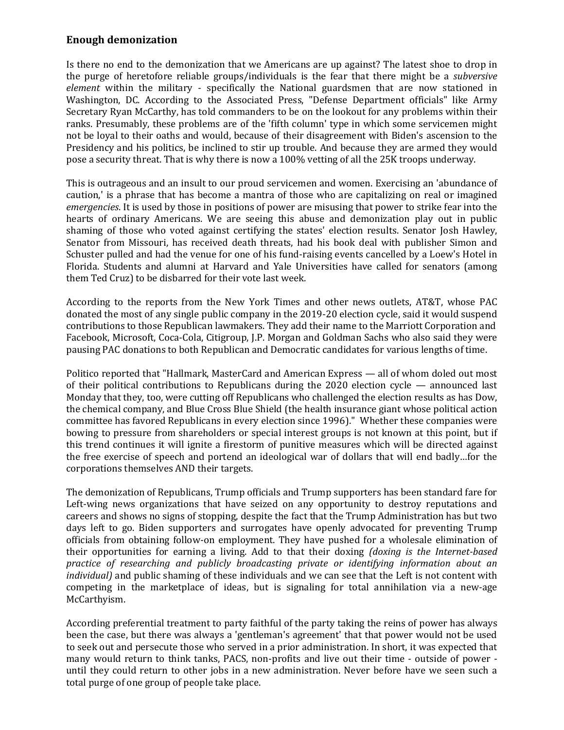## Enough demonization

Is there no end to the demonization that we Americans are up against? The latest shoe to drop in the purge of heretofore reliable groups/individuals is the fear that there might be a *subversive element* within the military - specifically the National guardsmen that are now stationed in Washington, DC. According to the Associated Press, "Defense Department officials" like Army Secretary Ryan McCarthy, has told commanders to be on the lookout for any problems within their ranks. Presumably, these problems are of the 'fifth column' type in which some servicemen might not be loyal to their oaths and would, because of their disagreement with Biden's ascension to the Presidency and his politics, be inclined to stir up trouble. And because they are armed they would pose a security threat. That is why there is now a 100% vetting of all the 25K troops underway.

This is outrageous and an insult to our proud servicemen and women. Exercising an 'abundance of caution,' is a phrase that has become a mantra of those who are capitalizing on real or imagined *emergencies*. It is used by those in positions of power are misusing that power to strike fear into the hearts of ordinary Americans. We are seeing this abuse and demonization play out in public shaming of those who voted against certifying the states' election results. Senator Josh Hawley, Senator from Missouri, has received death threats, had his book deal with publisher Simon and Schuster pulled and had the venue for one of his fund-raising events cancelled by a Loew's Hotel in Florida. Students and alumni at Harvard and Yale Universities have called for senators (among them Ted Cruz) to be disbarred for their vote last week.

According to the reports from the New York Times and other news outlets, AT&T, whose PAC donated the most of any single public company in the 2019-20 election cycle, said it would suspend contributions to those Republican lawmakers. They add their name to the Marriott Corporation and Facebook, Microsoft, Coca-Cola, Citigroup, J.P. Morgan and Goldman Sachs who also said they were pausing PAC donations to both Republican and Democratic candidates for various lengths of time.

Politico reported that "Hallmark, MasterCard and American Express — all of whom doled out most of their political contributions to Republicans during the 2020 election cycle — announced last Monday that they, too, were cutting off Republicans who challenged the election results as has Dow, the chemical company, and Blue Cross Blue Shield (the health insurance giant whose political action committee has favored Republicans in every election since 1996)." Whether these companies were bowing to pressure from shareholders or special interest groups is not known at this point, but if this trend continues it will ignite a firestorm of punitive measures which will be directed against the free exercise of speech and portend an ideological war of dollars that will end badly…for the corporations themselves AND their targets.

The demonization of Republicans, Trump officials and Trump supporters has been standard fare for Left-wing news organizations that have seized on any opportunity to destroy reputations and careers and shows no signs of stopping, despite the fact that the Trump Administration has but two days left to go. Biden supporters and surrogates have openly advocated for preventing Trump officials from obtaining follow-on employment. They have pushed for a wholesale elimination of their opportunities for earning a living. Add to that their doxing *(doxing is the Internet-based practice of researching and publicly broadcasting private or identifying information about an individual)* and public shaming of these individuals and we can see that the Left is not content with competing in the marketplace of ideas, but is signaling for total annihilation via a new-age McCarthyism.

According preferential treatment to party faithful of the party taking the reins of power has always been the case, but there was always a 'gentleman's agreement' that that power would not be used to seek out and persecute those who served in a prior administration. In short, it was expected that many would return to think tanks, PACS, non-profits and live out their time - outside of power - until they could return to other jobs in a new administration. Never before have we seen such a total purge of one group of people take place.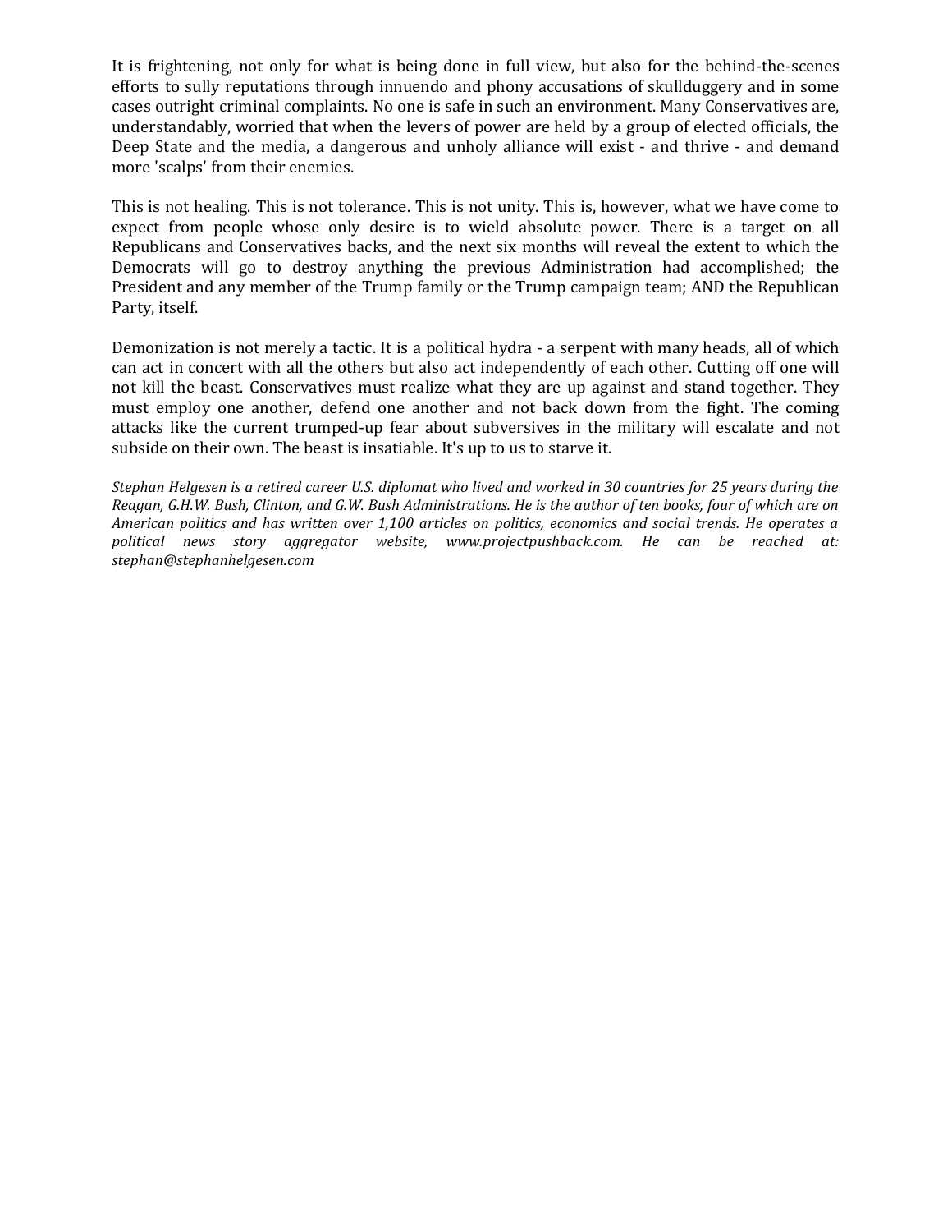It is frightening, not only for what is being done in full view, but also for the behind-the-scenes efforts to sully reputations through innuendo and phony accusations of skullduggery and in some cases outright criminal complaints. No one is safe in such an environment. Many Conservatives are, understandably, worried that when the levers of power are held by a group of elected officials, the Deep State and the media, a dangerous and unholy alliance will exist - and thrive - and demand more 'scalps' from their enemies.

This is not healing. This is not tolerance. This is not unity. This is, however, what we have come to expect from people whose only desire is to wield absolute power. There is a target on all Republicans and Conservatives backs, and the next six months will reveal the extent to which the Democrats will go to destroy anything the previous Administration had accomplished; the President and any member of the Trump family or the Trump campaign team; AND the Republican Party, itself.

Demonization is not merely a tactic. It is a political hydra - a serpent with many heads, all of which can act in concert with all the others but also act independently of each other. Cutting off one will not kill the beast. Conservatives must realize what they are up against and stand together. They must employ one another, defend one another and not back down from the fight. The coming attacks like the current trumped-up fear about subversives in the military will escalate and not subside on their own. The beast is insatiable. It's up to us to starve it.

*Stephan Helgesen is a retired career U.S. diplomat who lived and worked in 30 countries for 25 years during the Reagan, G.H.W. Bush, Clinton, and G.W. Bush Administrations. He is the author of ten books, four of which are on American politics and has written over 1,100 articles on politics, economics and social trends. He operates a political news story aggregator website, www.projectpushback.com. He can be reached at: stephan@stephanhelgesen.com*